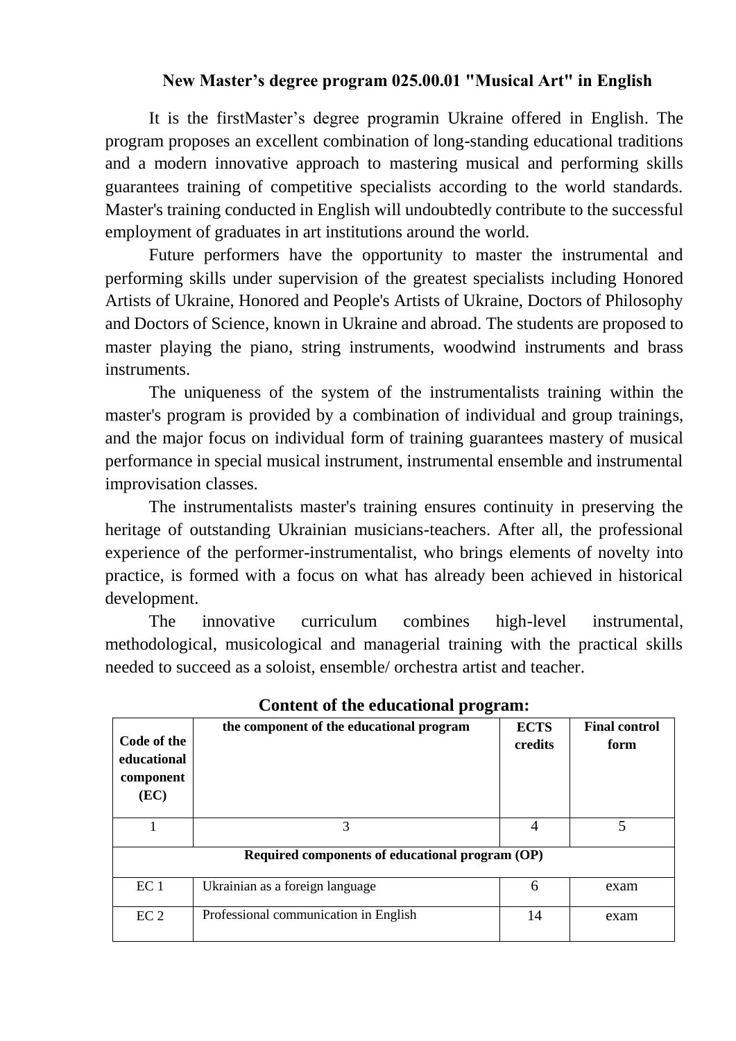## New Master's degree program 025.00.01 "Musical Art" in English

It is the firstMaster's degree programin Ukraine offered in English. The program proposes an excellent combination of long-standing educational traditions and a modern innovative approach to mastering musical and performing skills guarantees training of competitive specialists according to the world standards. Master's training conducted in English will undoubtedly contribute to the successful employment of graduates in art institutions around the world.

Future performers have the opportunity to master the instrumental and performing skills under supervision of the greatest specialists including Honored Artists of Ukraine, Honored and People's Artists of Ukraine, Doctors of Philosophy and Doctors of Science, known in Ukraine and abroad. The students are proposed to master playing the piano, string instruments, woodwind instruments and brass instruments.

The uniqueness of the system of the instrumentalists training within the master's program is provided by a combination of individual and group trainings, and the major focus on individual form of training guarantees mastery of musical performance in special musical instrument, instrumental ensemble and instrumental improvisation classes.

The instrumentalists master's training ensures continuity in preserving the heritage of outstanding Ukrainian musicians-teachers. After all, the professional experience of the performer-instrumentalist, who brings elements of novelty into practice, is formed with a focus on what has already been achieved in historical development.

The innovative curriculum combines high-level instrumental, methodological, musicological and managerial training with the practical skills needed to succeed as a soloist, ensemble/ orchestra artist and teacher.

### Content of the educational program:

| Code of the educational component (EC) | the component of the educational program | ECTS credits | Final control form |
|---|---|---|---|
| 1 | 3 | 4 | 5 |
| **Required components of educational program (OP)** | | | |
| EC 1 | Ukrainian as a foreign language | 6 | exam |
| EC 2 | Professional communication in English | 14 | exam |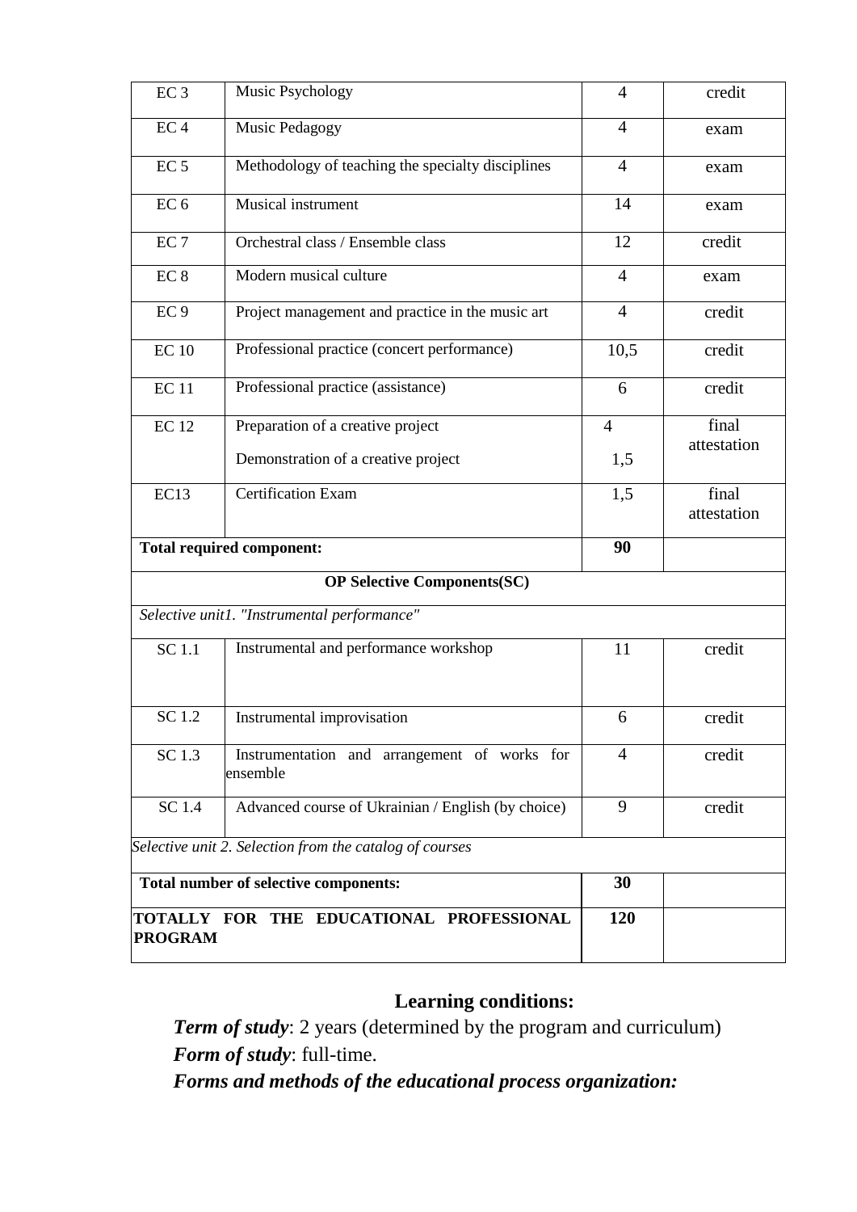| | | | |
|---|---|---|---|
| EC 3 | Music Psychology | 4 | credit |
| EC 4 | Music Pedagogy | 4 | exam |
| EC 5 | Methodology of teaching the specialty disciplines | 4 | exam |
| EC 6 | Musical instrument | 14 | exam |
| EC 7 | Orchestral class / Ensemble class | 12 | credit |
| EC 8 | Modern musical culture | 4 | exam |
| EC 9 | Project management and practice in the music art | 4 | credit |
| EC 10 | Professional practice (concert performance) | 10,5 | credit |
| EC 11 | Professional practice (assistance) | 6 | credit |
| EC 12 | Preparation of a creative project<br>Demonstration of a creative project | 4<br>1,5 | final attestation |
| EC13 | Certification Exam | 1,5 | final attestation |
| **Total required component:** | | **90** | |
| **OP Selective Components(SC)** | | | |
| *Selective unit1. "Instrumental performance"* | | | |
| SC 1.1 | Instrumental and performance workshop | 11 | credit |
| SC 1.2 | Instrumental improvisation | 6 | credit |
| SC 1.3 | Instrumentation and arrangement of works for ensemble | 4 | credit |
| SC 1.4 | Advanced course of Ukrainian / English (by choice) | 9 | credit |
| *Selective unit 2. Selection from the catalog of courses* | | | |
| **Total number of selective components:** | | **30** | |
| **TOTALLY FOR THE EDUCATIONAL PROFESSIONAL PROGRAM** | | **120** | |

## Learning conditions:

***Term of study***: 2 years (determined by the program and curriculum)

***Form of study***: full-time.

***Forms and methods of the educational process organization:***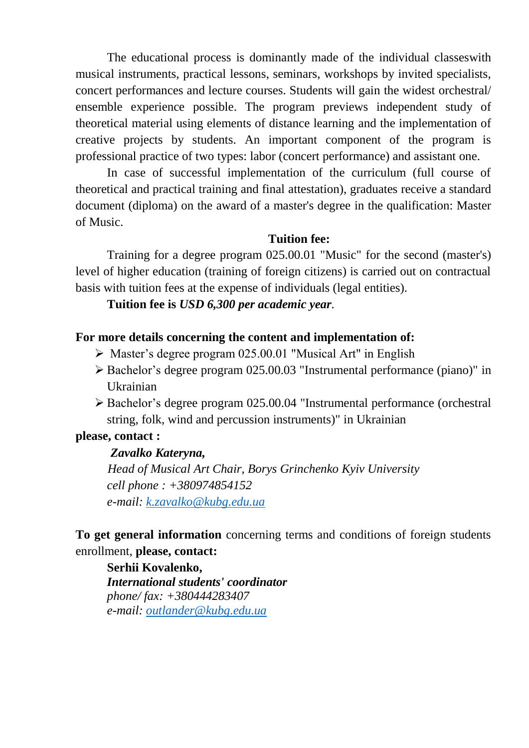The educational process is dominantly made of the individual classeswith musical instruments, practical lessons, seminars, workshops by invited specialists, concert performances and lecture courses. Students will gain the widest orchestral/ ensemble experience possible. The program previews independent study of theoretical material using elements of distance learning and the implementation of creative projects by students. An important component of the program is professional practice of two types: labor (concert performance) and assistant one.

In case of successful implementation of the curriculum (full course of theoretical and practical training and final attestation), graduates receive a standard document (diploma) on the award of a master's degree in the qualification: Master of Music.

**Tuition fee:**

Training for a degree program 025.00.01 "Music" for the second (master's) level of higher education (training of foreign citizens) is carried out on contractual basis with tuition fees at the expense of individuals (legal entities).

**Tuition fee is *USD 6,300 per academic year*.**

**For more details concerning the content and implementation of:**

- Master's degree program 025.00.01 "Musical Art" in English
- Bachelor's degree program 025.00.03 "Instrumental performance (piano)" in Ukrainian
- Bachelor's degree program 025.00.04 "Instrumental performance (orchestral string, folk, wind and percussion instruments)" in Ukrainian

**please, contact :**

***Zavalko Kateryna,***
*Head of Musical Art Chair, Borys Grinchenko Kyiv University*
*cell phone : +380974854152*
*e-mail: k.zavalko@kubg.edu.ua*

**To get general information** concerning terms and conditions of foreign students enrollment, **please, contact:**

**Serhii Kovalenko,**
***International students' coordinator***
*phone/ fax: +380444283407*
*e-mail: outlander@kubg.edu.ua*